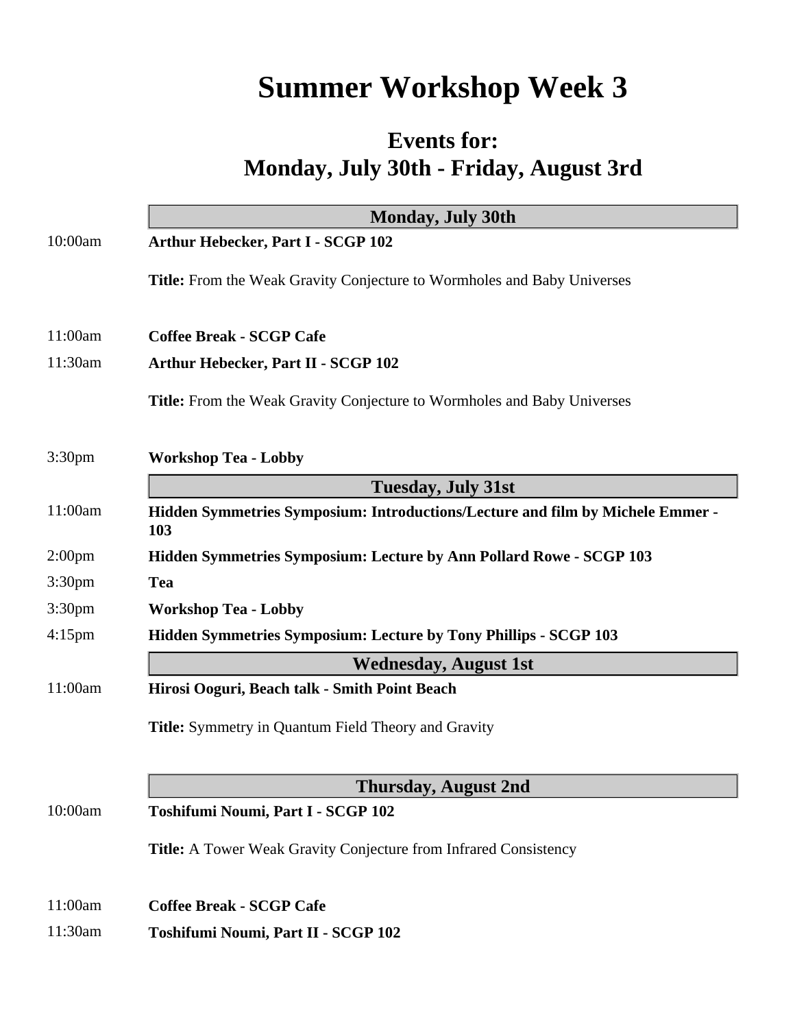# Summer Workshop Week 3

## Events for:
## Monday, July 30th - Friday, August 3rd

### Monday, July 30th

10:00am **Arthur Hebecker, Part I - SCGP 102**

**Title:** From the Weak Gravity Conjecture to Wormholes and Baby Universes

11:00am **Coffee Break - SCGP Cafe**

11:30am **Arthur Hebecker, Part II - SCGP 102**

**Title:** From the Weak Gravity Conjecture to Wormholes and Baby Universes

3:30pm **Workshop Tea - Lobby**

### Tuesday, July 31st

11:00am **Hidden Symmetries Symposium: Introductions/Lecture and film by Michele Emmer - 103**

2:00pm **Hidden Symmetries Symposium: Lecture by Ann Pollard Rowe - SCGP 103**

3:30pm **Tea**

3:30pm **Workshop Tea - Lobby**

4:15pm **Hidden Symmetries Symposium: Lecture by Tony Phillips - SCGP 103**

### Wednesday, August 1st

11:00am **Hirosi Ooguri, Beach talk - Smith Point Beach**

**Title:** Symmetry in Quantum Field Theory and Gravity

### Thursday, August 2nd

10:00am **Toshifumi Noumi, Part I - SCGP 102**

**Title:** A Tower Weak Gravity Conjecture from Infrared Consistency

11:00am **Coffee Break - SCGP Cafe**

11:30am **Toshifumi Noumi, Part II - SCGP 102**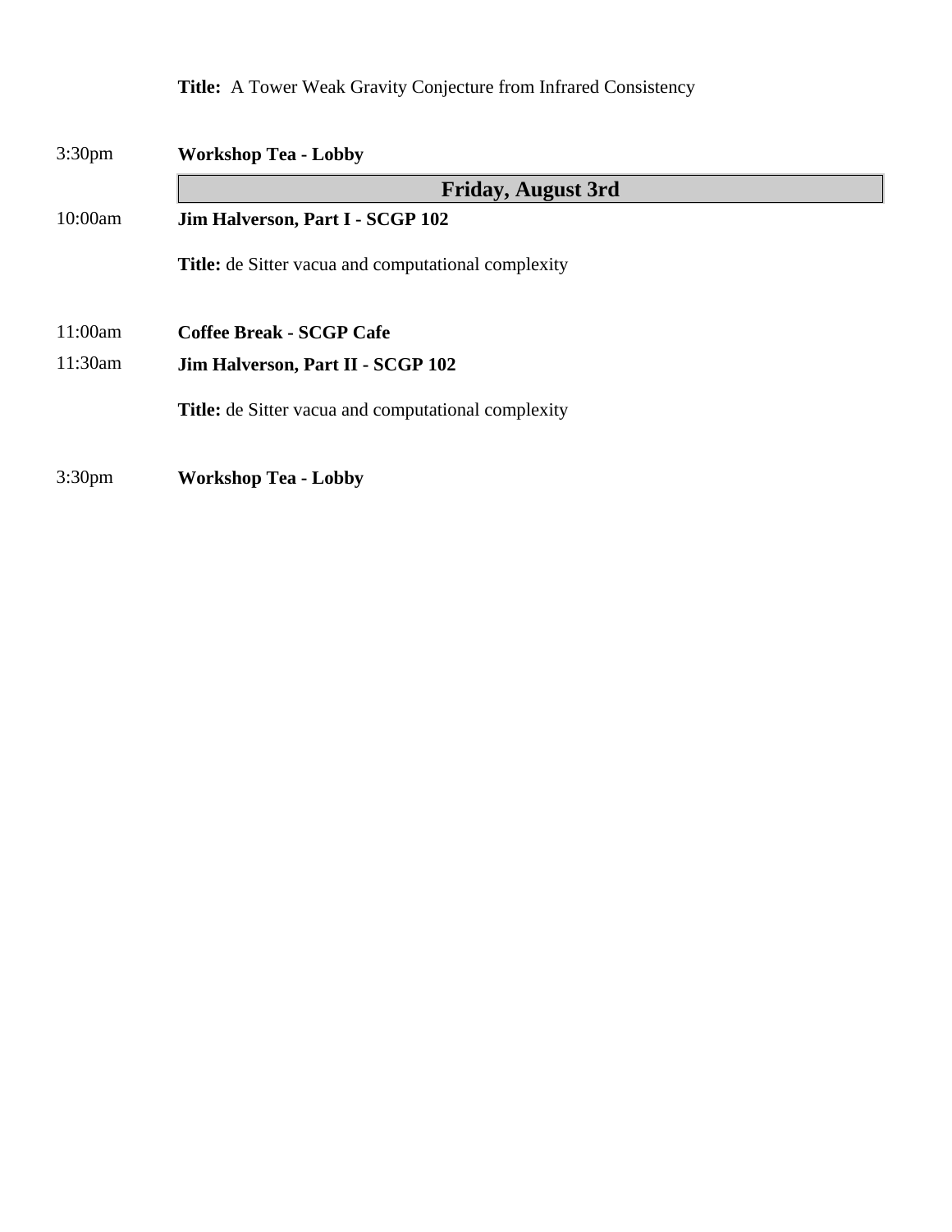**Title:** A Tower Weak Gravity Conjecture from Infrared Consistency

3:30pm **Workshop Tea - Lobby**

## Friday, August 3rd

10:00am **Jim Halverson, Part I - SCGP 102**

**Title:** de Sitter vacua and computational complexity

11:00am **Coffee Break - SCGP Cafe**

11:30am **Jim Halverson, Part II - SCGP 102**

**Title:** de Sitter vacua and computational complexity

3:30pm **Workshop Tea - Lobby**